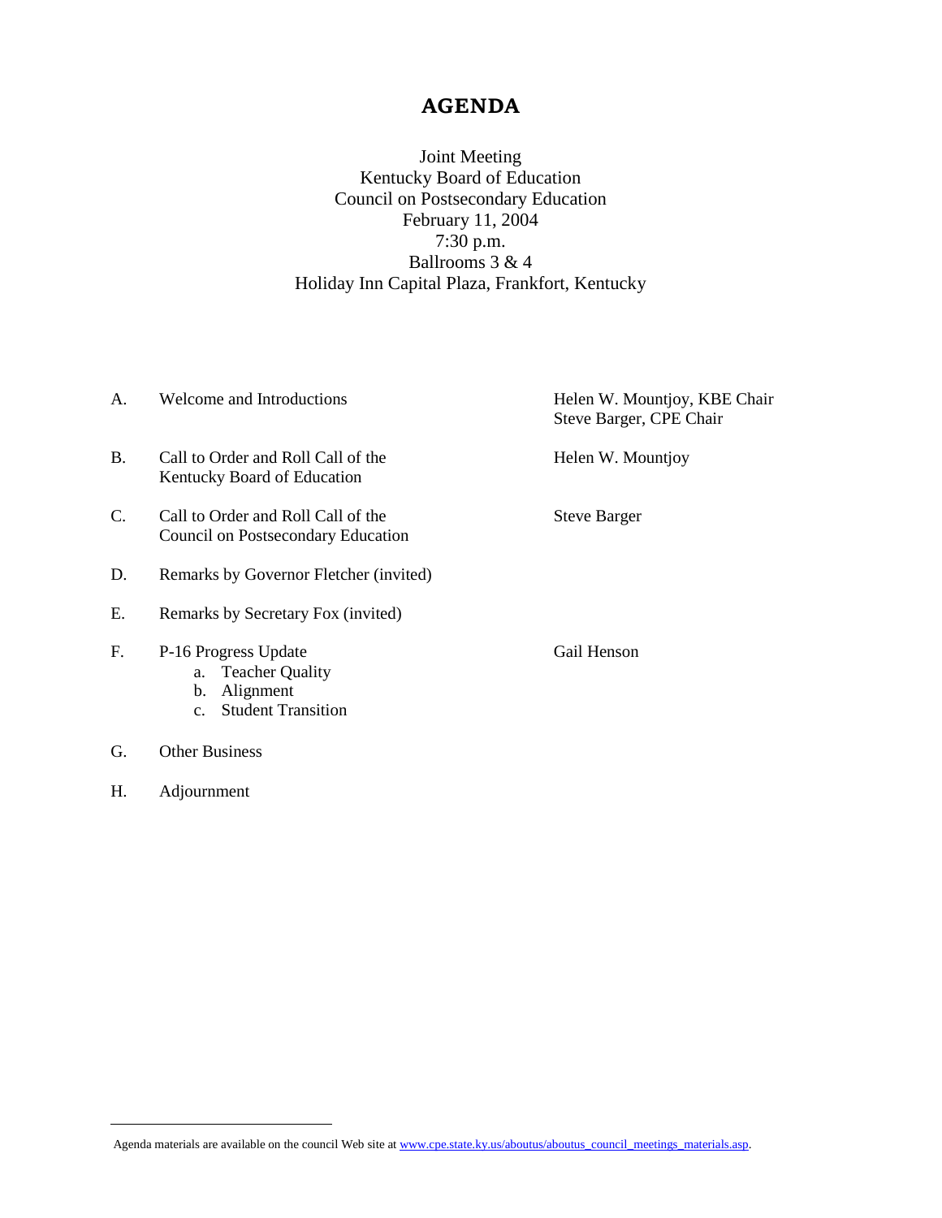# AGENDA

Joint Meeting
Kentucky Board of Education
Council on Postsecondary Education
February 11, 2004
7:30 p.m.
Ballrooms 3 & 4
Holiday Inn Capital Plaza, Frankfort, Kentucky

| | | |
|---|---|---|
| A. | Welcome and Introductions | Helen W. Mountjoy, KBE Chair<br>Steve Barger, CPE Chair |
| B. | Call to Order and Roll Call of the Kentucky Board of Education | Helen W. Mountjoy |
| C. | Call to Order and Roll Call of the Council on Postsecondary Education | Steve Barger |
| D. | Remarks by Governor Fletcher (invited) | |
| E. | Remarks by Secretary Fox (invited) | |
| F. | P-16 Progress Update<br>a. Teacher Quality<br>b. Alignment<br>c. Student Transition | Gail Henson |
| G. | Other Business | |
| H. | Adjournment | |

---

Agenda materials are available on the council Web site at www.cpe.state.ky.us/aboutus/aboutus_council_meetings_materials.asp.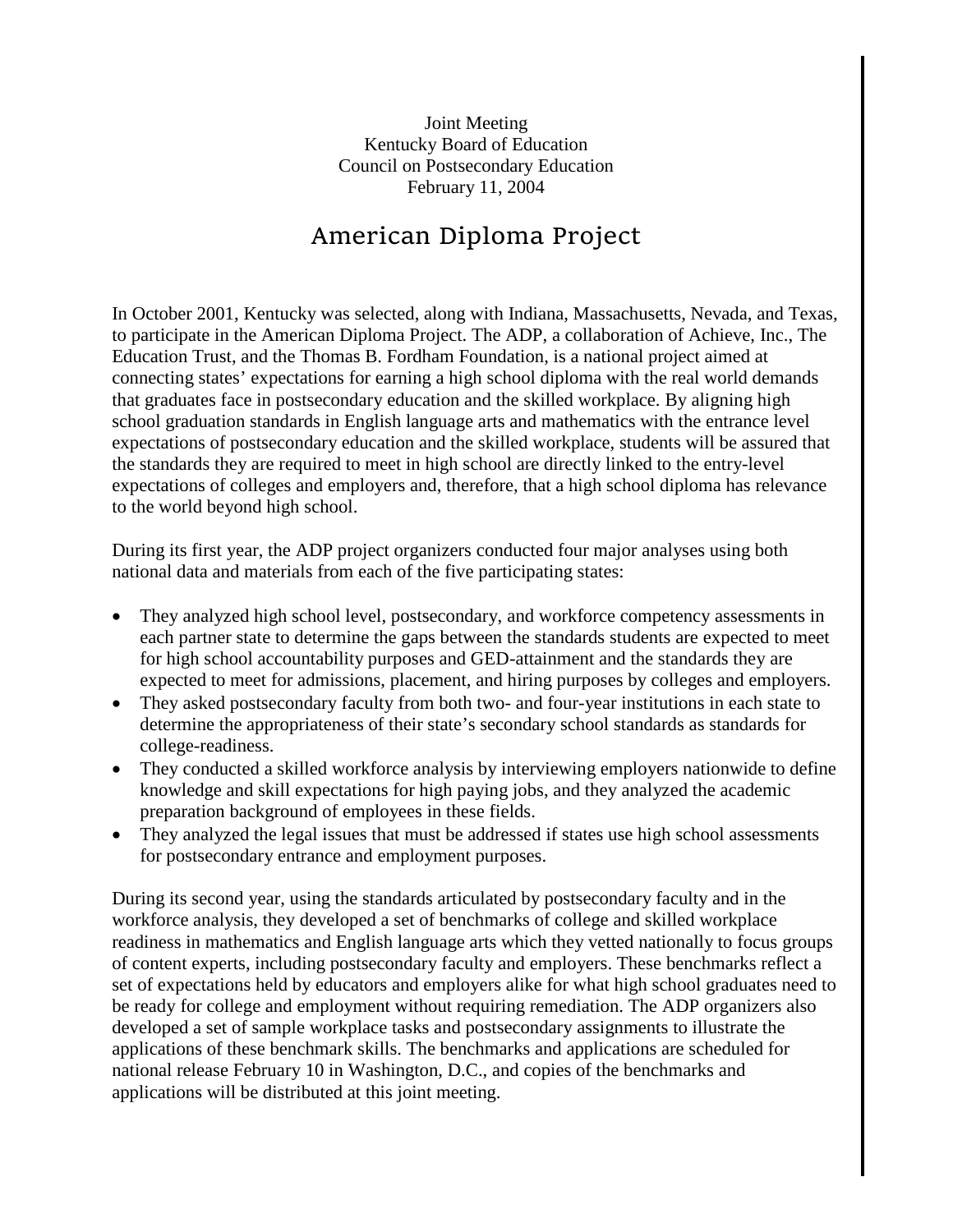Joint Meeting
Kentucky Board of Education
Council on Postsecondary Education
February 11, 2004

# American Diploma Project

In October 2001, Kentucky was selected, along with Indiana, Massachusetts, Nevada, and Texas, to participate in the American Diploma Project. The ADP, a collaboration of Achieve, Inc., The Education Trust, and the Thomas B. Fordham Foundation, is a national project aimed at connecting states' expectations for earning a high school diploma with the real world demands that graduates face in postsecondary education and the skilled workplace. By aligning high school graduation standards in English language arts and mathematics with the entrance level expectations of postsecondary education and the skilled workplace, students will be assured that the standards they are required to meet in high school are directly linked to the entry-level expectations of colleges and employers and, therefore, that a high school diploma has relevance to the world beyond high school.

During its first year, the ADP project organizers conducted four major analyses using both national data and materials from each of the five participating states:

- They analyzed high school level, postsecondary, and workforce competency assessments in each partner state to determine the gaps between the standards students are expected to meet for high school accountability purposes and GED-attainment and the standards they are expected to meet for admissions, placement, and hiring purposes by colleges and employers.
- They asked postsecondary faculty from both two- and four-year institutions in each state to determine the appropriateness of their state's secondary school standards as standards for college-readiness.
- They conducted a skilled workforce analysis by interviewing employers nationwide to define knowledge and skill expectations for high paying jobs, and they analyzed the academic preparation background of employees in these fields.
- They analyzed the legal issues that must be addressed if states use high school assessments for postsecondary entrance and employment purposes.

During its second year, using the standards articulated by postsecondary faculty and in the workforce analysis, they developed a set of benchmarks of college and skilled workplace readiness in mathematics and English language arts which they vetted nationally to focus groups of content experts, including postsecondary faculty and employers. These benchmarks reflect a set of expectations held by educators and employers alike for what high school graduates need to be ready for college and employment without requiring remediation. The ADP organizers also developed a set of sample workplace tasks and postsecondary assignments to illustrate the applications of these benchmark skills. The benchmarks and applications are scheduled for national release February 10 in Washington, D.C., and copies of the benchmarks and applications will be distributed at this joint meeting.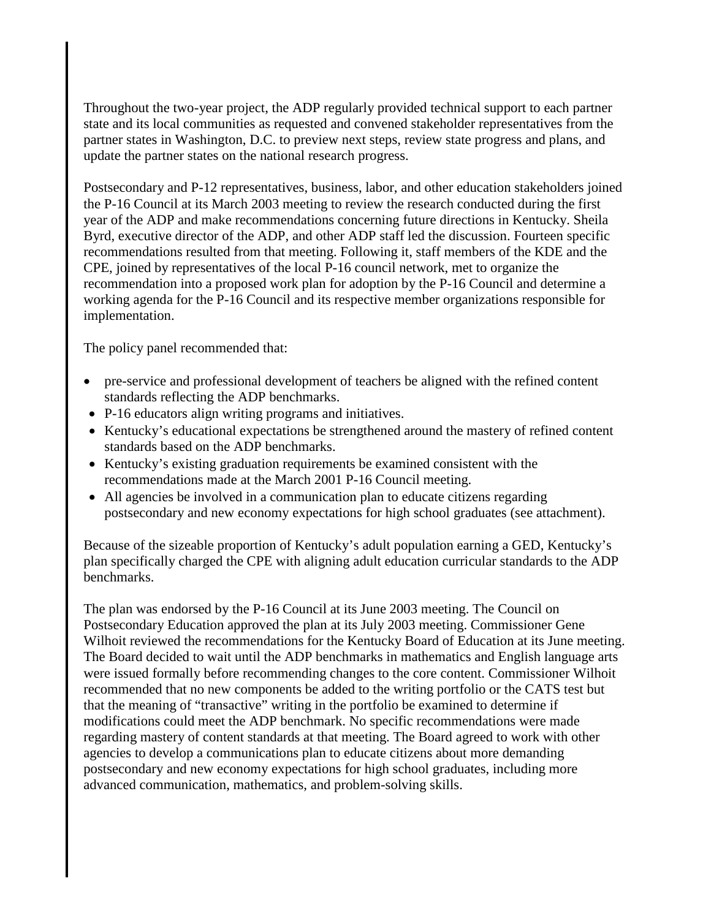Throughout the two-year project, the ADP regularly provided technical support to each partner state and its local communities as requested and convened stakeholder representatives from the partner states in Washington, D.C. to preview next steps, review state progress and plans, and update the partner states on the national research progress.

Postsecondary and P-12 representatives, business, labor, and other education stakeholders joined the P-16 Council at its March 2003 meeting to review the research conducted during the first year of the ADP and make recommendations concerning future directions in Kentucky. Sheila Byrd, executive director of the ADP, and other ADP staff led the discussion. Fourteen specific recommendations resulted from that meeting. Following it, staff members of the KDE and the CPE, joined by representatives of the local P-16 council network, met to organize the recommendation into a proposed work plan for adoption by the P-16 Council and determine a working agenda for the P-16 Council and its respective member organizations responsible for implementation.

The policy panel recommended that:

- pre-service and professional development of teachers be aligned with the refined content standards reflecting the ADP benchmarks.
- P-16 educators align writing programs and initiatives.
- Kentucky's educational expectations be strengthened around the mastery of refined content standards based on the ADP benchmarks.
- Kentucky's existing graduation requirements be examined consistent with the recommendations made at the March 2001 P-16 Council meeting.
- All agencies be involved in a communication plan to educate citizens regarding postsecondary and new economy expectations for high school graduates (see attachment).

Because of the sizeable proportion of Kentucky's adult population earning a GED, Kentucky's plan specifically charged the CPE with aligning adult education curricular standards to the ADP benchmarks.

The plan was endorsed by the P-16 Council at its June 2003 meeting. The Council on Postsecondary Education approved the plan at its July 2003 meeting. Commissioner Gene Wilhoit reviewed the recommendations for the Kentucky Board of Education at its June meeting. The Board decided to wait until the ADP benchmarks in mathematics and English language arts were issued formally before recommending changes to the core content. Commissioner Wilhoit recommended that no new components be added to the writing portfolio or the CATS test but that the meaning of "transactive" writing in the portfolio be examined to determine if modifications could meet the ADP benchmark. No specific recommendations were made regarding mastery of content standards at that meeting. The Board agreed to work with other agencies to develop a communications plan to educate citizens about more demanding postsecondary and new economy expectations for high school graduates, including more advanced communication, mathematics, and problem-solving skills.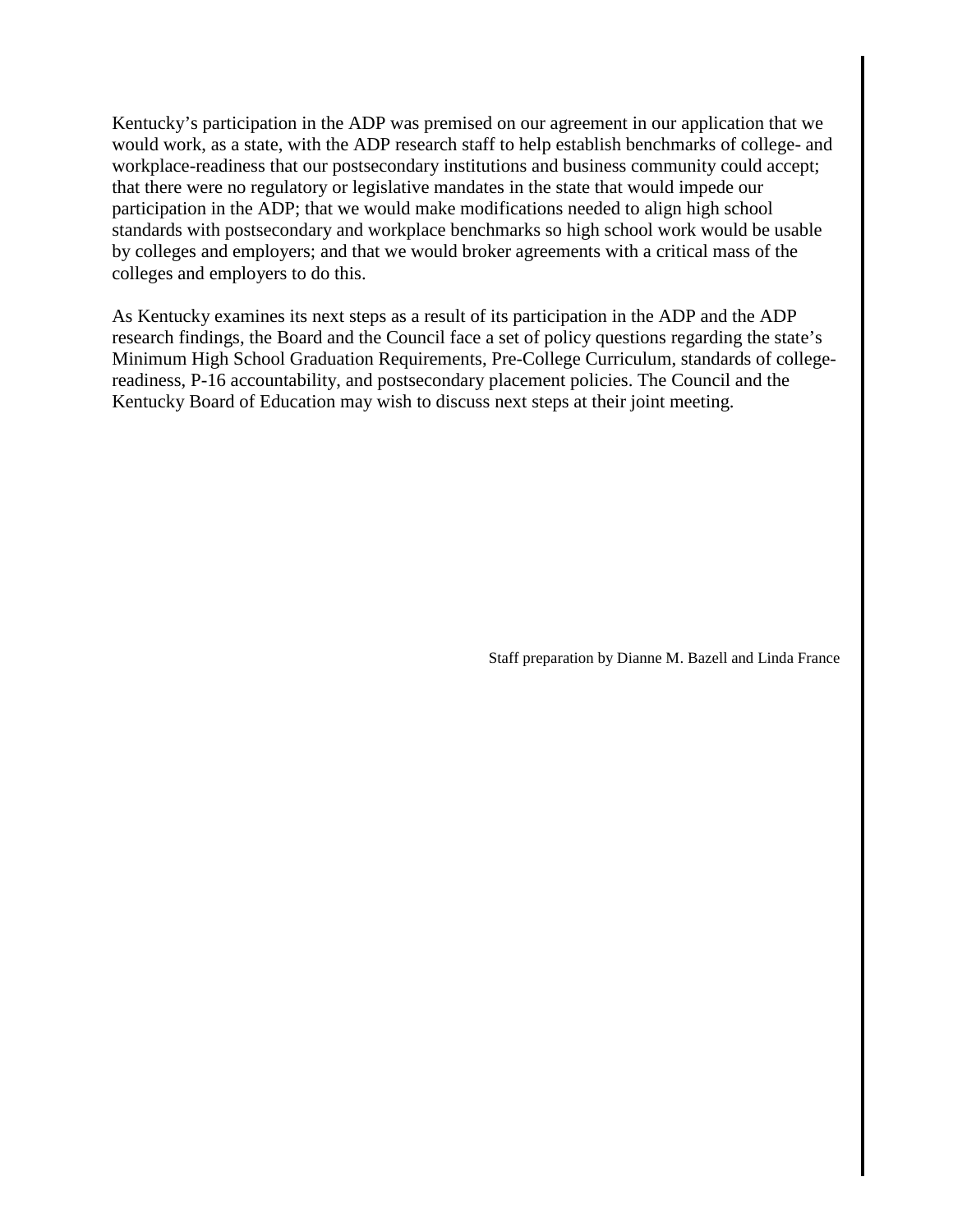Kentucky's participation in the ADP was premised on our agreement in our application that we would work, as a state, with the ADP research staff to help establish benchmarks of college- and workplace-readiness that our postsecondary institutions and business community could accept; that there were no regulatory or legislative mandates in the state that would impede our participation in the ADP; that we would make modifications needed to align high school standards with postsecondary and workplace benchmarks so high school work would be usable by colleges and employers; and that we would broker agreements with a critical mass of the colleges and employers to do this.

As Kentucky examines its next steps as a result of its participation in the ADP and the ADP research findings, the Board and the Council face a set of policy questions regarding the state's Minimum High School Graduation Requirements, Pre-College Curriculum, standards of college-readiness, P-16 accountability, and postsecondary placement policies. The Council and the Kentucky Board of Education may wish to discuss next steps at their joint meeting.

Staff preparation by Dianne M. Bazell and Linda France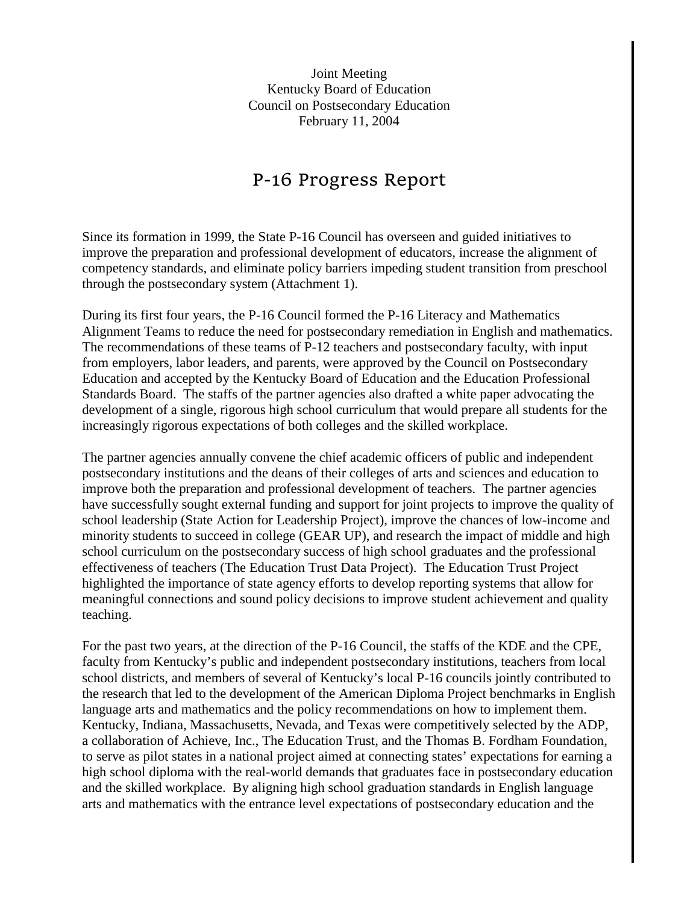Joint Meeting
Kentucky Board of Education
Council on Postsecondary Education
February 11, 2004

# P-16 Progress Report

Since its formation in 1999, the State P-16 Council has overseen and guided initiatives to improve the preparation and professional development of educators, increase the alignment of competency standards, and eliminate policy barriers impeding student transition from preschool through the postsecondary system (Attachment 1).

During its first four years, the P-16 Council formed the P-16 Literacy and Mathematics Alignment Teams to reduce the need for postsecondary remediation in English and mathematics. The recommendations of these teams of P-12 teachers and postsecondary faculty, with input from employers, labor leaders, and parents, were approved by the Council on Postsecondary Education and accepted by the Kentucky Board of Education and the Education Professional Standards Board. The staffs of the partner agencies also drafted a white paper advocating the development of a single, rigorous high school curriculum that would prepare all students for the increasingly rigorous expectations of both colleges and the skilled workplace.

The partner agencies annually convene the chief academic officers of public and independent postsecondary institutions and the deans of their colleges of arts and sciences and education to improve both the preparation and professional development of teachers. The partner agencies have successfully sought external funding and support for joint projects to improve the quality of school leadership (State Action for Leadership Project), improve the chances of low-income and minority students to succeed in college (GEAR UP), and research the impact of middle and high school curriculum on the postsecondary success of high school graduates and the professional effectiveness of teachers (The Education Trust Data Project). The Education Trust Project highlighted the importance of state agency efforts to develop reporting systems that allow for meaningful connections and sound policy decisions to improve student achievement and quality teaching.

For the past two years, at the direction of the P-16 Council, the staffs of the KDE and the CPE, faculty from Kentucky's public and independent postsecondary institutions, teachers from local school districts, and members of several of Kentucky's local P-16 councils jointly contributed to the research that led to the development of the American Diploma Project benchmarks in English language arts and mathematics and the policy recommendations on how to implement them. Kentucky, Indiana, Massachusetts, Nevada, and Texas were competitively selected by the ADP, a collaboration of Achieve, Inc., The Education Trust, and the Thomas B. Fordham Foundation, to serve as pilot states in a national project aimed at connecting states' expectations for earning a high school diploma with the real-world demands that graduates face in postsecondary education and the skilled workplace. By aligning high school graduation standards in English language arts and mathematics with the entrance level expectations of postsecondary education and the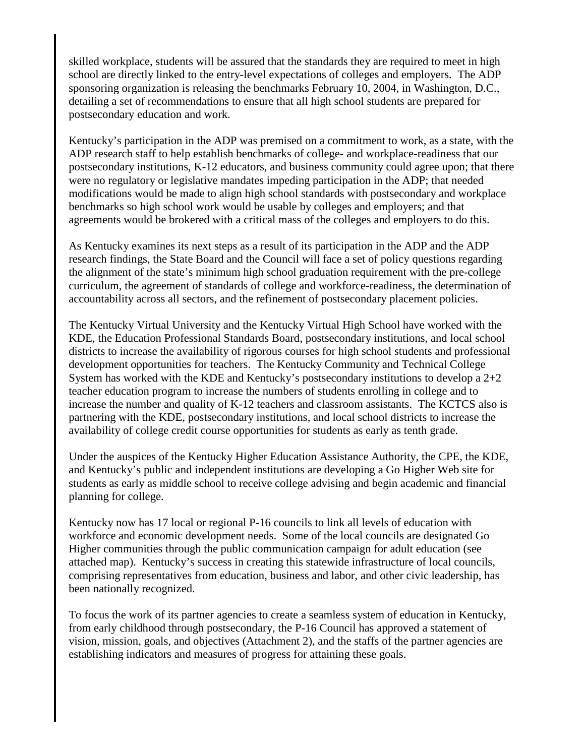skilled workplace, students will be assured that the standards they are required to meet in high school are directly linked to the entry-level expectations of colleges and employers. The ADP sponsoring organization is releasing the benchmarks February 10, 2004, in Washington, D.C., detailing a set of recommendations to ensure that all high school students are prepared for postsecondary education and work.

Kentucky's participation in the ADP was premised on a commitment to work, as a state, with the ADP research staff to help establish benchmarks of college- and workplace-readiness that our postsecondary institutions, K-12 educators, and business community could agree upon; that there were no regulatory or legislative mandates impeding participation in the ADP; that needed modifications would be made to align high school standards with postsecondary and workplace benchmarks so high school work would be usable by colleges and employers; and that agreements would be brokered with a critical mass of the colleges and employers to do this.

As Kentucky examines its next steps as a result of its participation in the ADP and the ADP research findings, the State Board and the Council will face a set of policy questions regarding the alignment of the state's minimum high school graduation requirement with the pre-college curriculum, the agreement of standards of college and workforce-readiness, the determination of accountability across all sectors, and the refinement of postsecondary placement policies.

The Kentucky Virtual University and the Kentucky Virtual High School have worked with the KDE, the Education Professional Standards Board, postsecondary institutions, and local school districts to increase the availability of rigorous courses for high school students and professional development opportunities for teachers. The Kentucky Community and Technical College System has worked with the KDE and Kentucky's postsecondary institutions to develop a 2+2 teacher education program to increase the numbers of students enrolling in college and to increase the number and quality of K-12 teachers and classroom assistants. The KCTCS also is partnering with the KDE, postsecondary institutions, and local school districts to increase the availability of college credit course opportunities for students as early as tenth grade.

Under the auspices of the Kentucky Higher Education Assistance Authority, the CPE, the KDE, and Kentucky's public and independent institutions are developing a Go Higher Web site for students as early as middle school to receive college advising and begin academic and financial planning for college.

Kentucky now has 17 local or regional P-16 councils to link all levels of education with workforce and economic development needs. Some of the local councils are designated Go Higher communities through the public communication campaign for adult education (see attached map). Kentucky's success in creating this statewide infrastructure of local councils, comprising representatives from education, business and labor, and other civic leadership, has been nationally recognized.

To focus the work of its partner agencies to create a seamless system of education in Kentucky, from early childhood through postsecondary, the P-16 Council has approved a statement of vision, mission, goals, and objectives (Attachment 2), and the staffs of the partner agencies are establishing indicators and measures of progress for attaining these goals.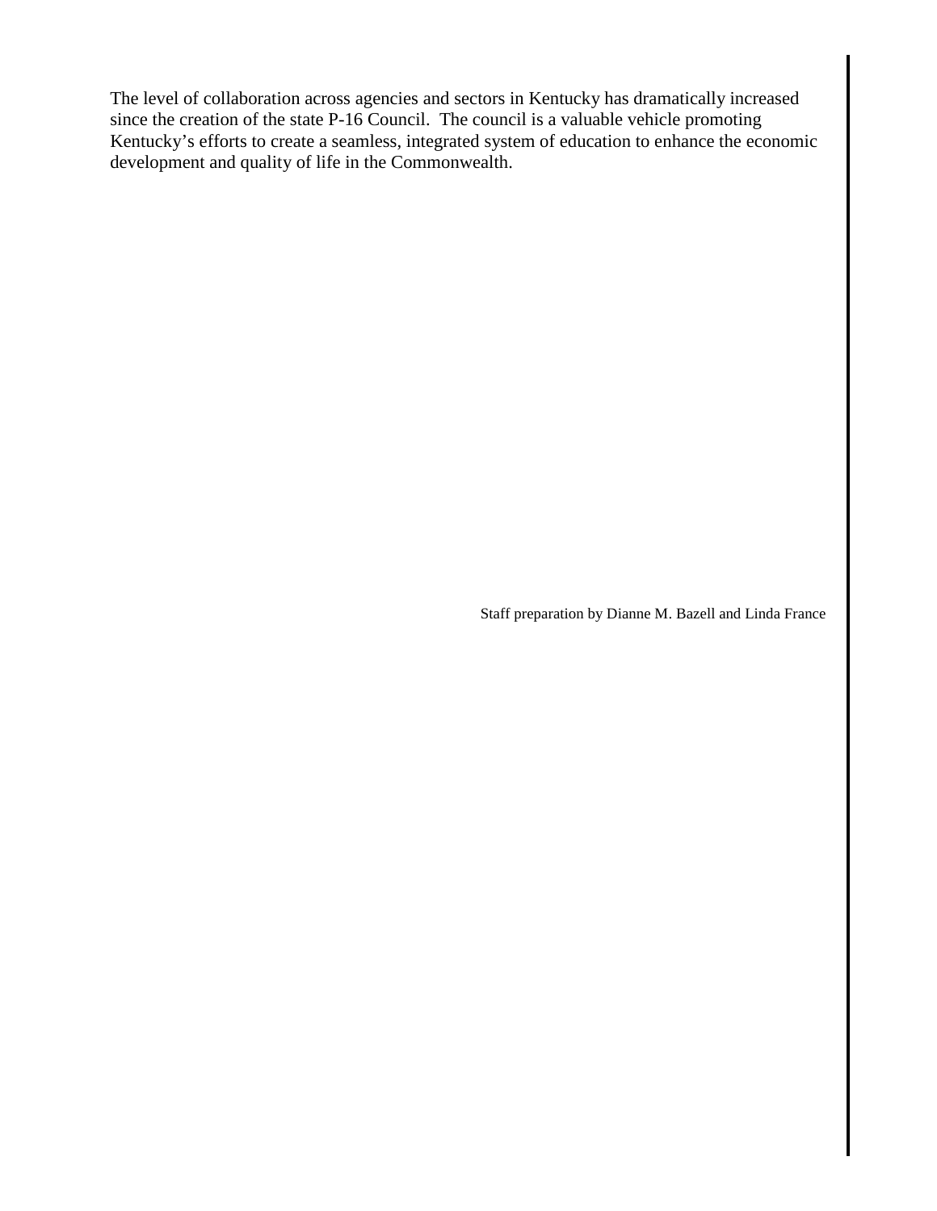The level of collaboration across agencies and sectors in Kentucky has dramatically increased since the creation of the state P-16 Council. The council is a valuable vehicle promoting Kentucky's efforts to create a seamless, integrated system of education to enhance the economic development and quality of life in the Commonwealth.

Staff preparation by Dianne M. Bazell and Linda France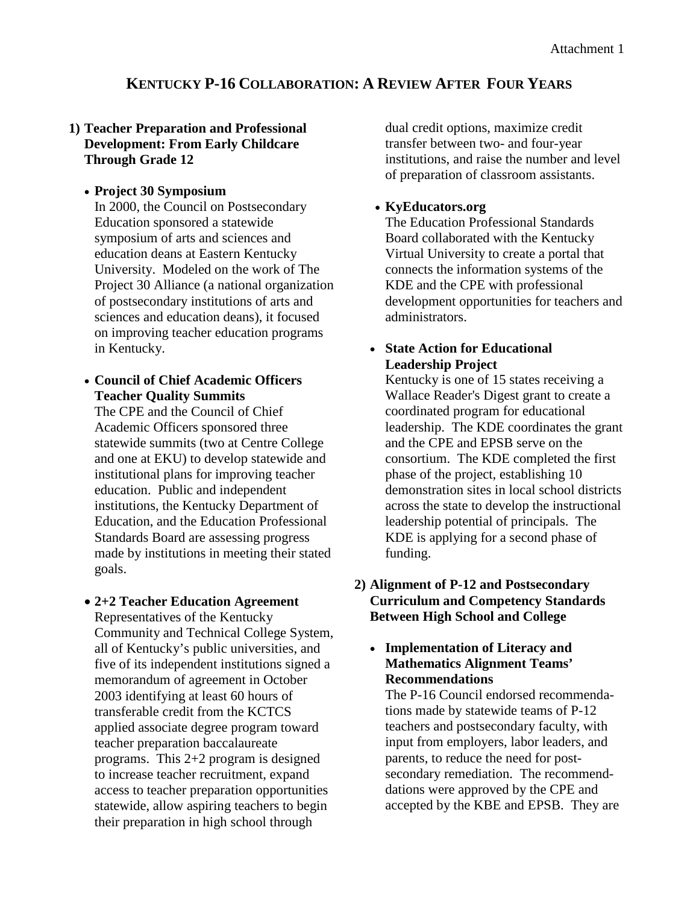Attachment 1

# KENTUCKY P-16 COLLABORATION: A REVIEW AFTER FOUR YEARS

## 1) Teacher Preparation and Professional Development: From Early Childcare Through Grade 12

- **Project 30 Symposium**
  In 2000, the Council on Postsecondary Education sponsored a statewide symposium of arts and sciences and education deans at Eastern Kentucky University. Modeled on the work of The Project 30 Alliance (a national organization of postsecondary institutions of arts and sciences and education deans), it focused on improving teacher education programs in Kentucky.

- **Council of Chief Academic Officers Teacher Quality Summits**
  The CPE and the Council of Chief Academic Officers sponsored three statewide summits (two at Centre College and one at EKU) to develop statewide and institutional plans for improving teacher education. Public and independent institutions, the Kentucky Department of Education, and the Education Professional Standards Board are assessing progress made by institutions in meeting their stated goals.

- **2+2 Teacher Education Agreement**
  Representatives of the Kentucky Community and Technical College System, all of Kentucky's public universities, and five of its independent institutions signed a memorandum of agreement in October 2003 identifying at least 60 hours of transferable credit from the KCTCS applied associate degree program toward teacher preparation baccalaureate programs. This 2+2 program is designed to increase teacher recruitment, expand access to teacher preparation opportunities statewide, allow aspiring teachers to begin their preparation in high school through dual credit options, maximize credit transfer between two- and four-year institutions, and raise the number and level of preparation of classroom assistants.

- **KyEducators.org**
  The Education Professional Standards Board collaborated with the Kentucky Virtual University to create a portal that connects the information systems of the KDE and the CPE with professional development opportunities for teachers and administrators.

- **State Action for Educational Leadership Project**
  Kentucky is one of 15 states receiving a Wallace Reader's Digest grant to create a coordinated program for educational leadership. The KDE coordinates the grant and the CPE and EPSB serve on the consortium. The KDE completed the first phase of the project, establishing 10 demonstration sites in local school districts across the state to develop the instructional leadership potential of principals. The KDE is applying for a second phase of funding.

## 2) Alignment of P-12 and Postsecondary Curriculum and Competency Standards Between High School and College

- **Implementation of Literacy and Mathematics Alignment Teams' Recommendations**
  The P-16 Council endorsed recommendations made by statewide teams of P-12 teachers and postsecondary faculty, with input from employers, labor leaders, and parents, to reduce the need for postsecondary remediation. The recommenddations were approved by the CPE and accepted by the KBE and EPSB. They are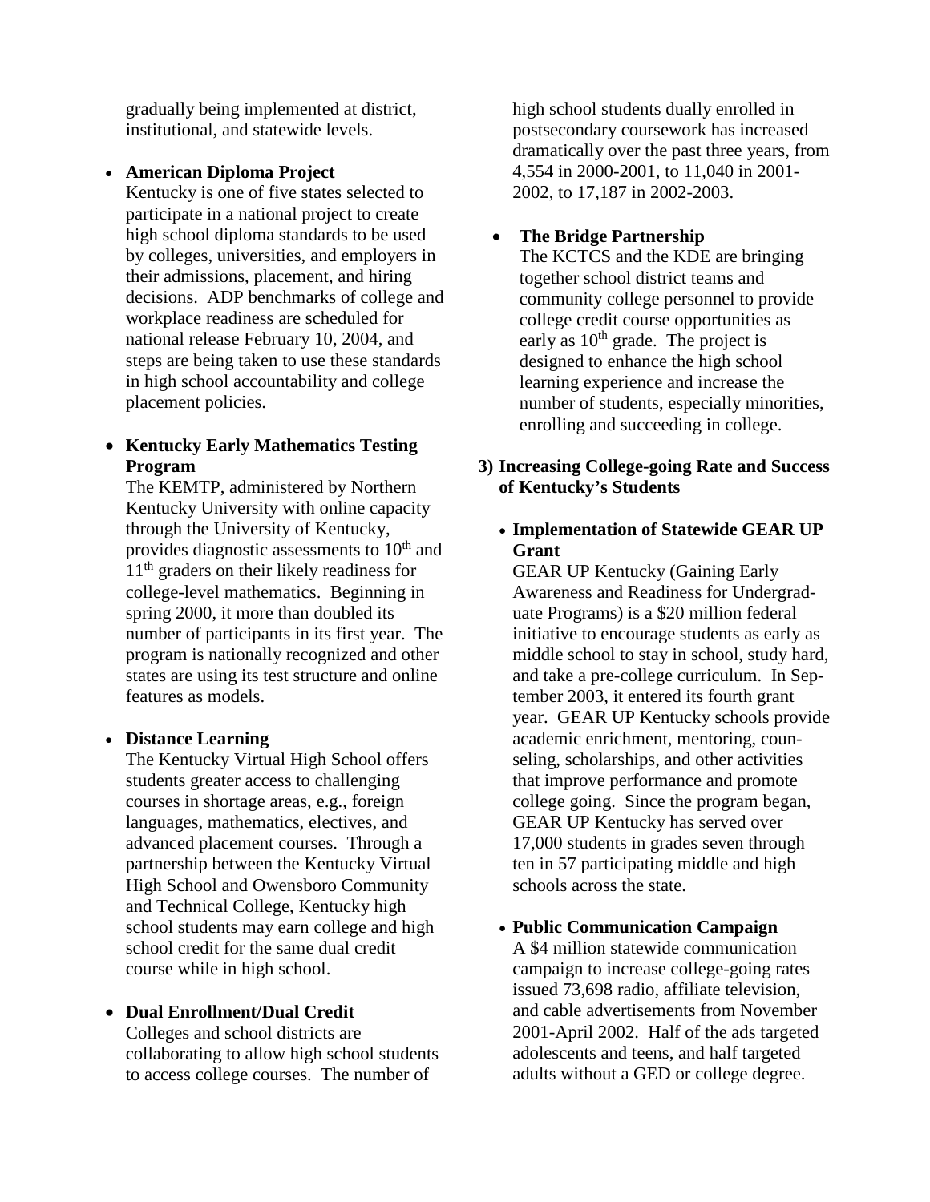gradually being implemented at district, institutional, and statewide levels.

- **American Diploma Project**
  Kentucky is one of five states selected to participate in a national project to create high school diploma standards to be used by colleges, universities, and employers in their admissions, placement, and hiring decisions. ADP benchmarks of college and workplace readiness are scheduled for national release February 10, 2004, and steps are being taken to use these standards in high school accountability and college placement policies.

- **Kentucky Early Mathematics Testing Program**
  The KEMTP, administered by Northern Kentucky University with online capacity through the University of Kentucky, provides diagnostic assessments to 10th and 11th graders on their likely readiness for college-level mathematics. Beginning in spring 2000, it more than doubled its number of participants in its first year. The program is nationally recognized and other states are using its test structure and online features as models.

- **Distance Learning**
  The Kentucky Virtual High School offers students greater access to challenging courses in shortage areas, e.g., foreign languages, mathematics, electives, and advanced placement courses. Through a partnership between the Kentucky Virtual High School and Owensboro Community and Technical College, Kentucky high school students may earn college and high school credit for the same dual credit course while in high school.

- **Dual Enrollment/Dual Credit**
  Colleges and school districts are collaborating to allow high school students to access college courses. The number of high school students dually enrolled in postsecondary coursework has increased dramatically over the past three years, from 4,554 in 2000-2001, to 11,040 in 2001-2002, to 17,187 in 2002-2003.

- **The Bridge Partnership**
  The KCTCS and the KDE are bringing together school district teams and community college personnel to provide college credit course opportunities as early as 10th grade. The project is designed to enhance the high school learning experience and increase the number of students, especially minorities, enrolling and succeeding in college.

**3) Increasing College-going Rate and Success of Kentucky's Students**

- **Implementation of Statewide GEAR UP Grant**
  GEAR UP Kentucky (Gaining Early Awareness and Readiness for Undergraduate Programs) is a $20 million federal initiative to encourage students as early as middle school to stay in school, study hard, and take a pre-college curriculum. In September 2003, it entered its fourth grant year. GEAR UP Kentucky schools provide academic enrichment, mentoring, counseling, scholarships, and other activities that improve performance and promote college going. Since the program began, GEAR UP Kentucky has served over 17,000 students in grades seven through ten in 57 participating middle and high schools across the state.

- **Public Communication Campaign**
  A $4 million statewide communication campaign to increase college-going rates issued 73,698 radio, affiliate television, and cable advertisements from November 2001-April 2002. Half of the ads targeted adolescents and teens, and half targeted adults without a GED or college degree.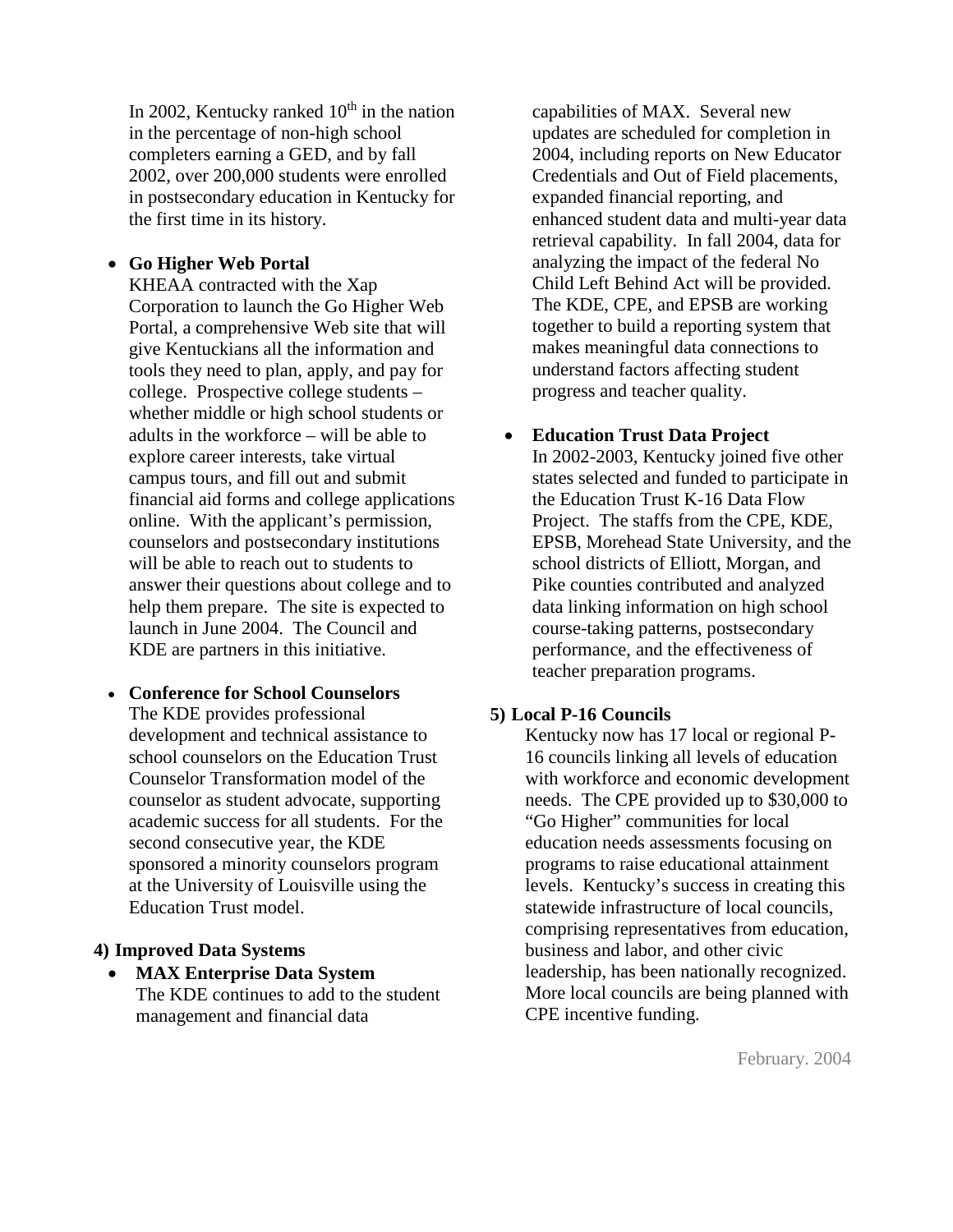In 2002, Kentucky ranked 10th in the nation in the percentage of non-high school completers earning a GED, and by fall 2002, over 200,000 students were enrolled in postsecondary education in Kentucky for the first time in its history.

- **Go Higher Web Portal**
  KHEAA contracted with the Xap Corporation to launch the Go Higher Web Portal, a comprehensive Web site that will give Kentuckians all the information and tools they need to plan, apply, and pay for college. Prospective college students – whether middle or high school students or adults in the workforce – will be able to explore career interests, take virtual campus tours, and fill out and submit financial aid forms and college applications online. With the applicant's permission, counselors and postsecondary institutions will be able to reach out to students to answer their questions about college and to help them prepare. The site is expected to launch in June 2004. The Council and KDE are partners in this initiative.

- **Conference for School Counselors**
  The KDE provides professional development and technical assistance to school counselors on the Education Trust Counselor Transformation model of the counselor as student advocate, supporting academic success for all students. For the second consecutive year, the KDE sponsored a minority counselors program at the University of Louisville using the Education Trust model.

**4) Improved Data Systems**

- **MAX Enterprise Data System**
  The KDE continues to add to the student management and financial data capabilities of MAX. Several new updates are scheduled for completion in 2004, including reports on New Educator Credentials and Out of Field placements, expanded financial reporting, and enhanced student data and multi-year data retrieval capability. In fall 2004, data for analyzing the impact of the federal No Child Left Behind Act will be provided. The KDE, CPE, and EPSB are working together to build a reporting system that makes meaningful data connections to understand factors affecting student progress and teacher quality.

- **Education Trust Data Project**
  In 2002-2003, Kentucky joined five other states selected and funded to participate in the Education Trust K-16 Data Flow Project. The staffs from the CPE, KDE, EPSB, Morehead State University, and the school districts of Elliott, Morgan, and Pike counties contributed and analyzed data linking information on high school course-taking patterns, postsecondary performance, and the effectiveness of teacher preparation programs.

**5) Local P-16 Councils**

Kentucky now has 17 local or regional P-16 councils linking all levels of education with workforce and economic development needs. The CPE provided up to $30,000 to "Go Higher" communities for local education needs assessments focusing on programs to raise educational attainment levels. Kentucky's success in creating this statewide infrastructure of local councils, comprising representatives from education, business and labor, and other civic leadership, has been nationally recognized. More local councils are being planned with CPE incentive funding.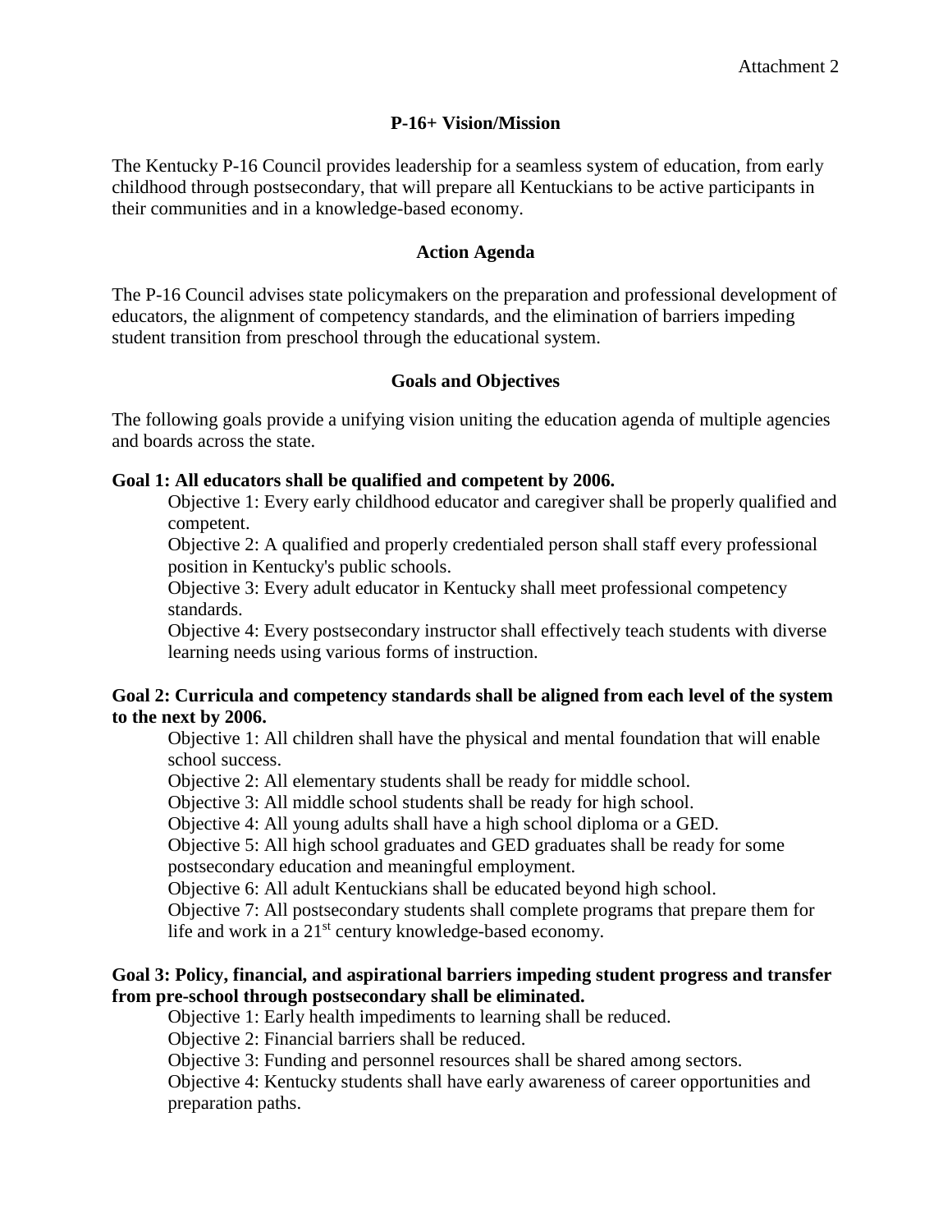Attachment 2

## P-16+ Vision/Mission

The Kentucky P-16 Council provides leadership for a seamless system of education, from early childhood through postsecondary, that will prepare all Kentuckians to be active participants in their communities and in a knowledge-based economy.

## Action Agenda

The P-16 Council advises state policymakers on the preparation and professional development of educators, the alignment of competency standards, and the elimination of barriers impeding student transition from preschool through the educational system.

## Goals and Objectives

The following goals provide a unifying vision uniting the education agenda of multiple agencies and boards across the state.

**Goal 1: All educators shall be qualified and competent by 2006.**

- Objective 1: Every early childhood educator and caregiver shall be properly qualified and competent.
- Objective 2: A qualified and properly credentialed person shall staff every professional position in Kentucky's public schools.
- Objective 3: Every adult educator in Kentucky shall meet professional competency standards.
- Objective 4: Every postsecondary instructor shall effectively teach students with diverse learning needs using various forms of instruction.

**Goal 2: Curricula and competency standards shall be aligned from each level of the system to the next by 2006.**

- Objective 1: All children shall have the physical and mental foundation that will enable school success.
- Objective 2: All elementary students shall be ready for middle school.
- Objective 3: All middle school students shall be ready for high school.
- Objective 4: All young adults shall have a high school diploma or a GED.
- Objective 5: All high school graduates and GED graduates shall be ready for some postsecondary education and meaningful employment.
- Objective 6: All adult Kentuckians shall be educated beyond high school.
- Objective 7: All postsecondary students shall complete programs that prepare them for life and work in a 21st century knowledge-based economy.

**Goal 3: Policy, financial, and aspirational barriers impeding student progress and transfer from pre-school through postsecondary shall be eliminated.**

- Objective 1: Early health impediments to learning shall be reduced.
- Objective 2: Financial barriers shall be reduced.
- Objective 3: Funding and personnel resources shall be shared among sectors.
- Objective 4: Kentucky students shall have early awareness of career opportunities and preparation paths.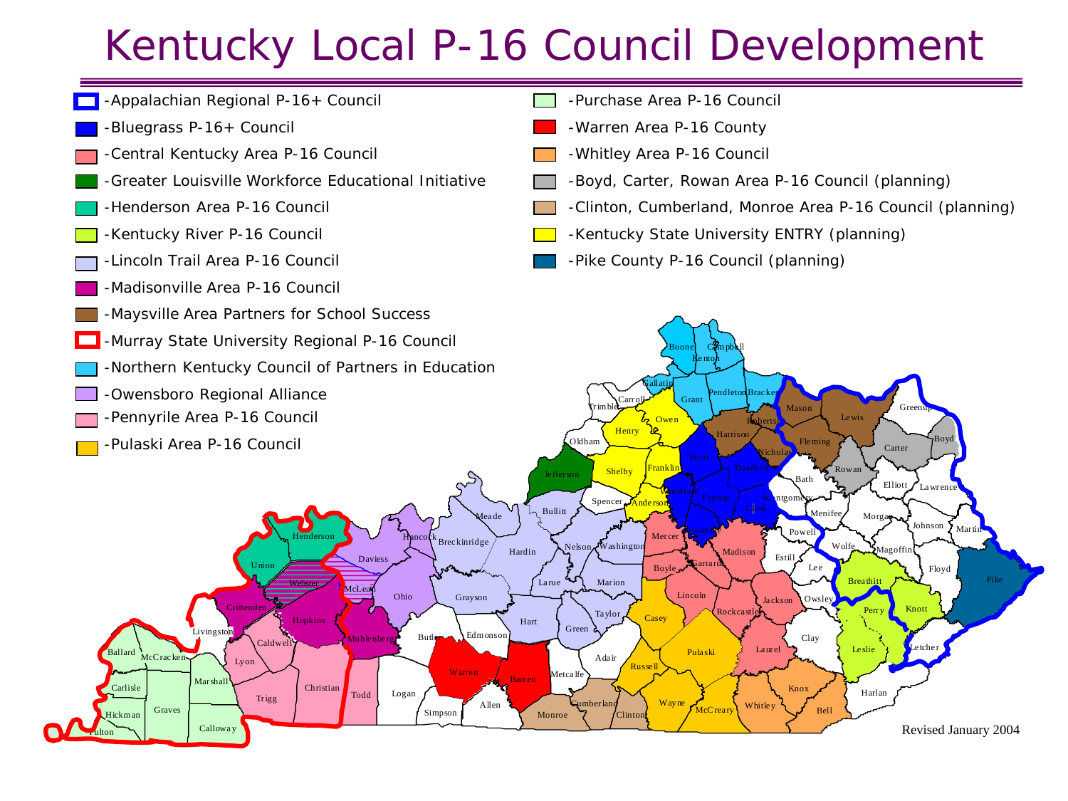# Kentucky Local P-16 Council Development

- Appalachian Regional P-16+ Council
- Bluegrass P-16+ Council
- Central Kentucky Area P-16 Council
- Greater Louisville Workforce Educational Initiative
- Henderson Area P-16 Council
- Kentucky River P-16 Council
- Lincoln Trail Area P-16 Council
- Madisonville Area P-16 Council
- Maysville Area Partners for School Success
- Murray State University Regional P-16 Council
- Northern Kentucky Council of Partners in Education
- Owensboro Regional Alliance
- Pennyrile Area P-16 Council
- Pulaski Area P-16 Council
- Purchase Area P-16 Council
- Warren Area P-16 County
- Whitley Area P-16 Council
- Boyd, Carter, Rowan Area P-16 Council (planning)
- Clinton, Cumberland, Monroe Area P-16 Council (planning)
- Kentucky State University ENTRY (planning)
- Pike County P-16 Council (planning)

Boone
Campbell
Kenton
Gallatin
Grant
Pendleton
Bracken
Carroll
Trimble
Owen
Henry
Oldham
Harrison
Robertson
Mason
Lewis
Greenup
Boyd
Fleming
Carter
Nicholas
Scott
Franklin
Shelby
Jefferson
Bourbon
Rowan
Bath
Elliott
Lawrence
Woodford
Fayette
Montgomery
Clark
Spencer
Anderson
Bullitt
Meade
Menifee
Morgan
Johnson
Martin
Hancock
Breckinridge
Henderson
Daviess
Hardin
Nelson
Washington
Mercer
Jessamine
Madison
Powell
Estill
Wolfe
Magoffin
Floyd
Pike
Union
Webster
McLean
Ohio
Larue
Marion
Boyle
Garrard
Lee
Breathitt
Knott
Crittenden
Hopkins
Grayson
Lincoln
Jackson
Owsley
Perry
Taylor
Casey
Rockcastle
Livingston
Caldwell
Muhlenberg
Butler
Edmonson
Hart
Green
Clay
Leslie
Letcher
Ballard
McCracken
Lyon
Adair
Pulaski
Laurel
Carlisle
Marshall
Christian
Todd
Logan
Warren
Barren
Metcalfe
Russell
Knox
Harlan
Hickman
Graves
Trigg
Simpson
Allen
Monroe
Cumberland
Clinton
Wayne
McCreary
Whitley
Bell
Fulton
Calloway

Revised January 2004